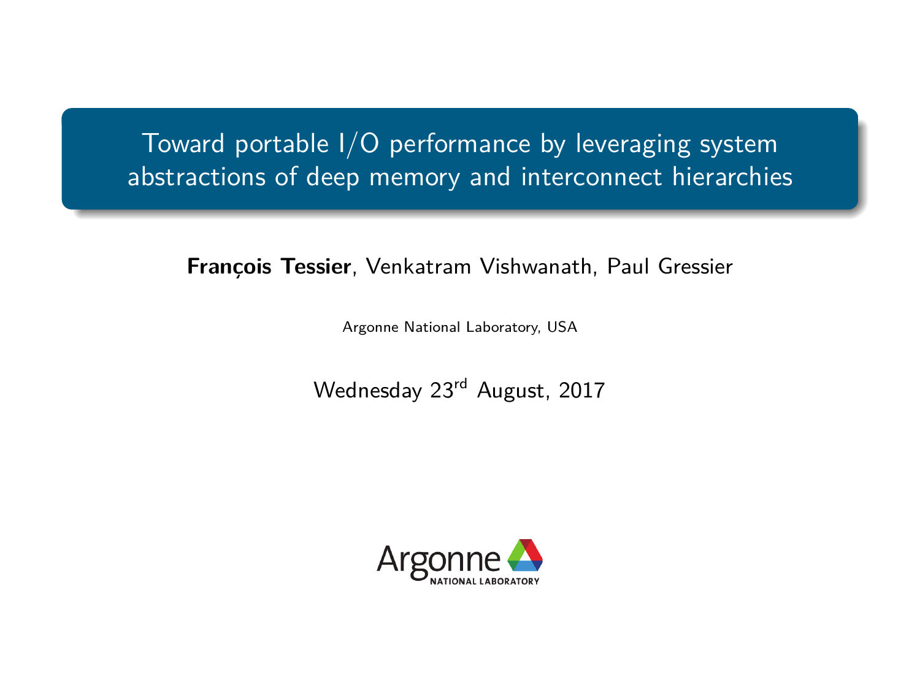# Toward portable I/O performance by leveraging system abstractions of deep memory and interconnect hierarchies

**François Tessier**, Venkatram Vishwanath, Paul Gressier

Argonne National Laboratory, USA

Wednesday 23rd August, 2017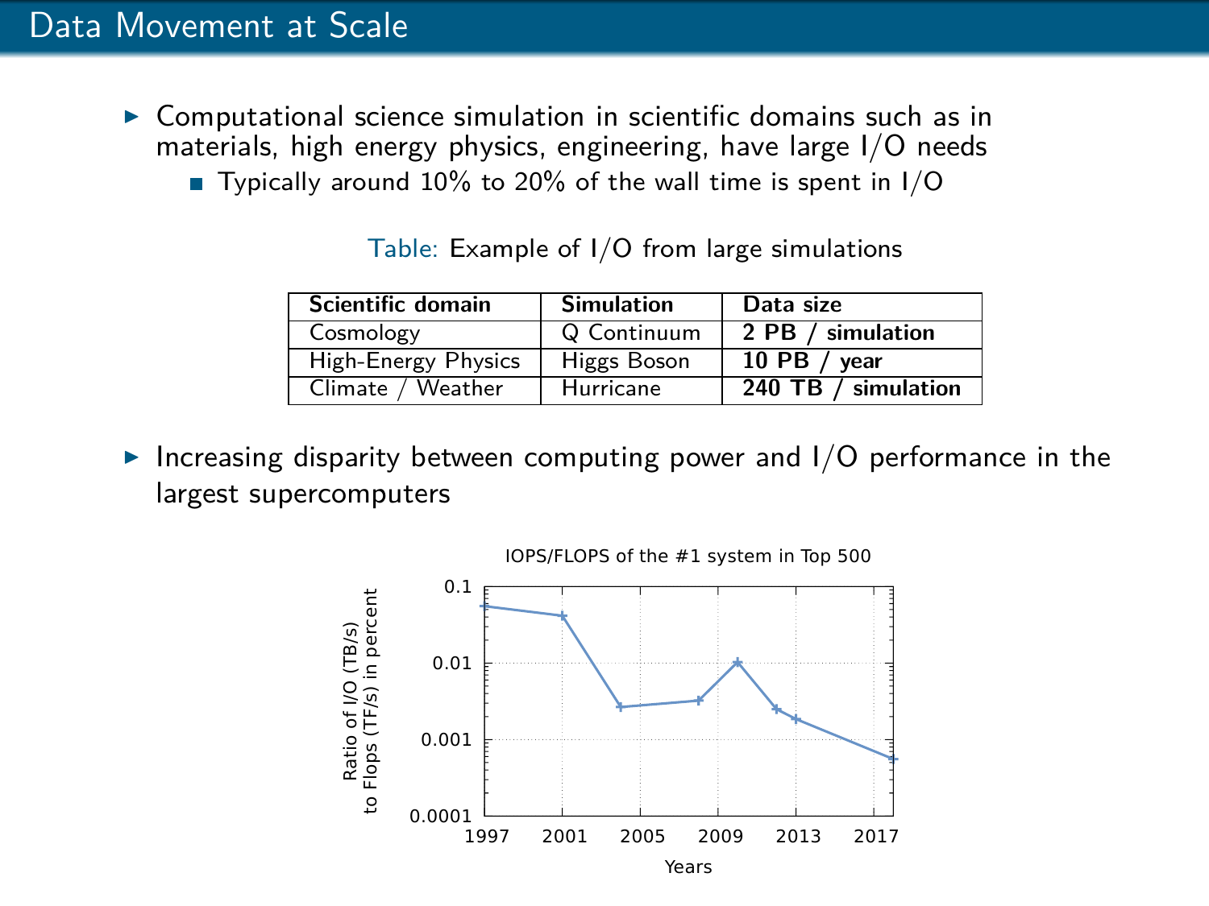## Data Movement at Scale

- Computational science simulation in scientific domains such as in materials, high energy physics, engineering, have large I/O needs
  - Typically around 10% to 20% of the wall time is spent in I/O

Table: Example of I/O from large simulations

| Scientific domain | Simulation | Data size |
|---|---|---|
| Cosmology | Q Continuum | **2 PB / simulation** |
| High-Energy Physics | Higgs Boson | **10 PB / year** |
| Climate / Weather | Hurricane | **240 TB / simulation** |

- Increasing disparity between computing power and I/O performance in the largest supercomputers

IOPS/FLOPS of the #1 system in Top 500

Ratio of I/O (TB/s) to Flops (TF/s) in percent

Years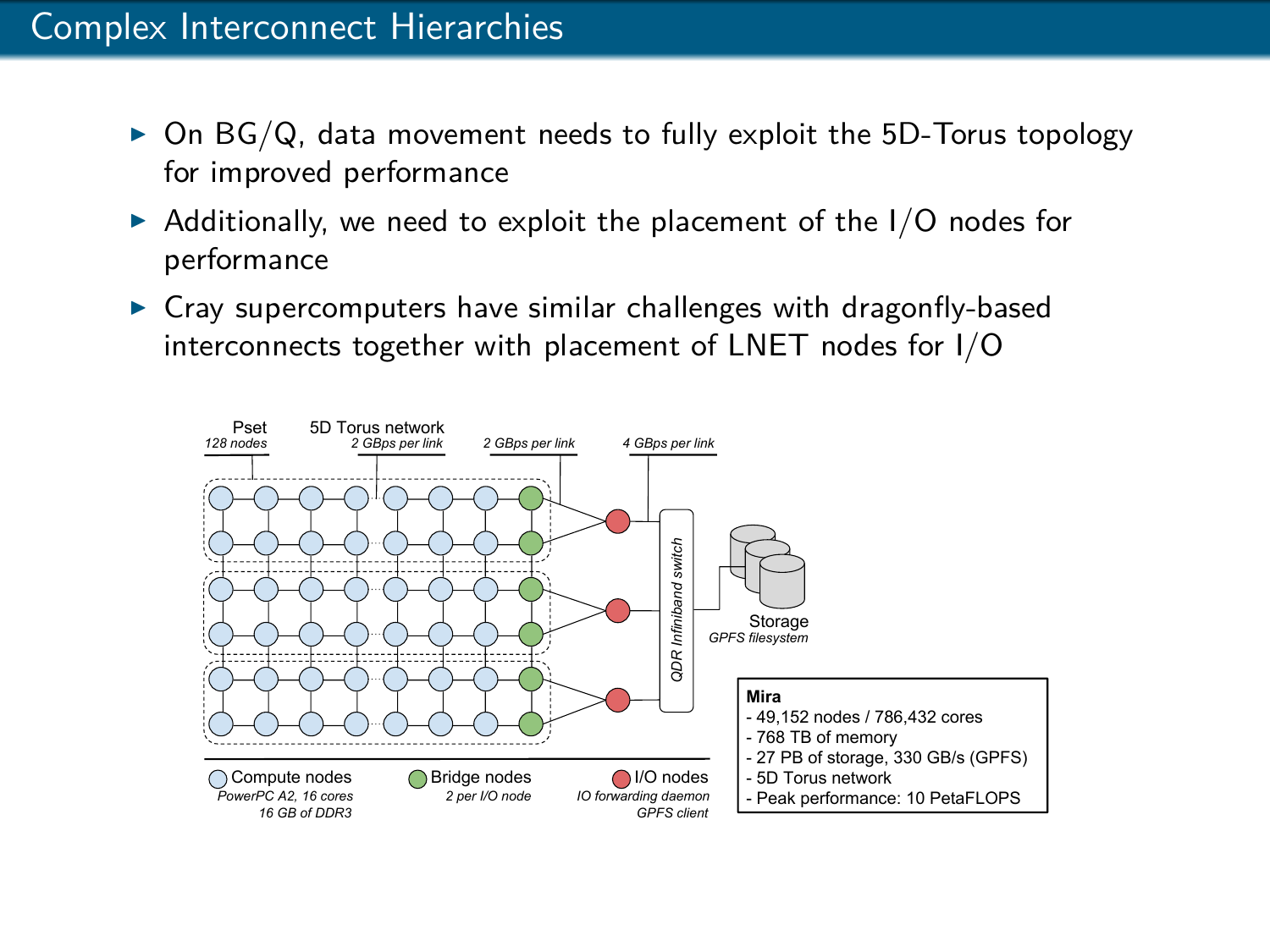# Complex Interconnect Hierarchies

- On BG/Q, data movement needs to fully exploit the 5D-Torus topology for improved performance
- Additionally, we need to exploit the placement of the I/O nodes for performance
- Cray supercomputers have similar challenges with dragonfly-based interconnects together with placement of LNET nodes for I/O

Pset *128 nodes*

5D Torus network *2 GBps per link*

*2 GBps per link*

*4 GBps per link*

QDR Infiniband switch

Storage *GPFS filesystem*

Compute nodes *PowerPC A2, 16 cores 16 GB of DDR3*

Bridge nodes *2 per I/O node*

I/O nodes *IO forwarding daemon GPFS client*

**Mira**
- 49,152 nodes / 786,432 cores
- 768 TB of memory
- 27 PB of storage, 330 GB/s (GPFS)
- 5D Torus network
- Peak performance: 10 PetaFLOPS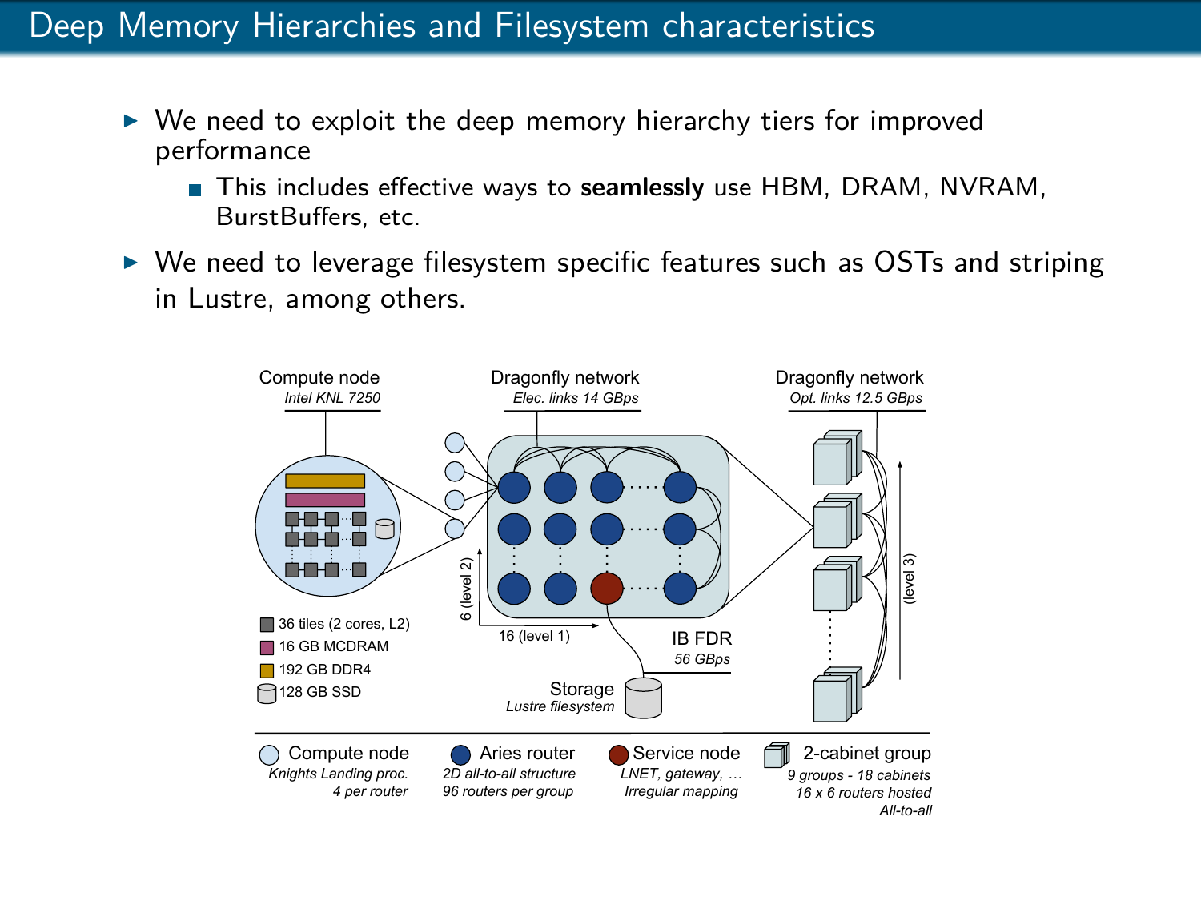# Deep Memory Hierarchies and Filesystem characteristics

- We need to exploit the deep memory hierarchy tiers for improved performance
  - This includes effective ways to **seamlessly** use HBM, DRAM, NVRAM, BurstBuffers, etc.
- We need to leverage filesystem specific features such as OSTs and striping in Lustre, among others.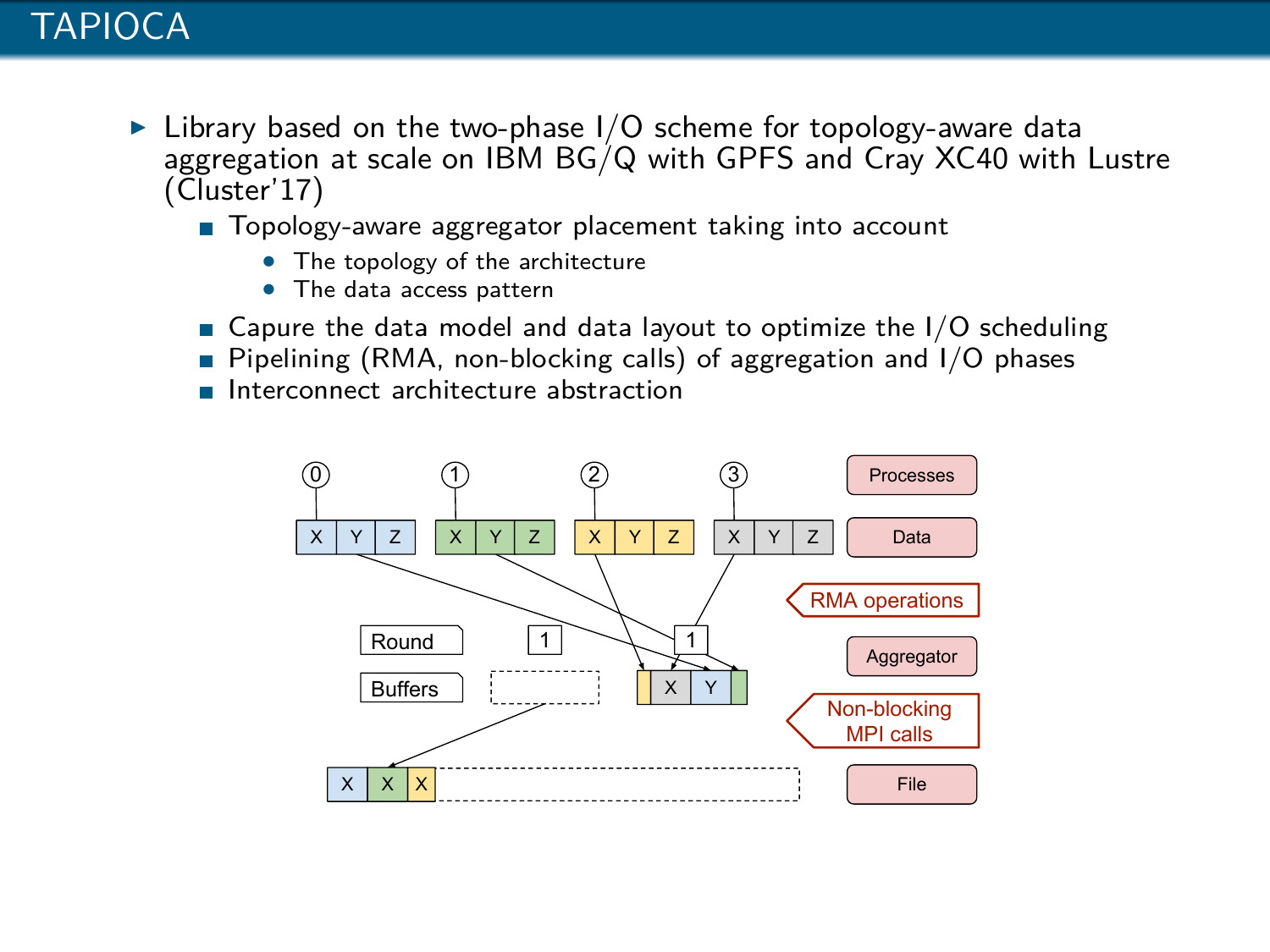# TAPIOCA

- Library based on the two-phase I/O scheme for topology-aware data aggregation at scale on IBM BG/Q with GPFS and Cray XC40 with Lustre (Cluster'17)
  - Topology-aware aggregator placement taking into account
    - The topology of the architecture
    - The data access pattern
  - Capure the data model and data layout to optimize the I/O scheduling
  - Pipelining (RMA, non-blocking calls) of aggregation and I/O phases
  - Interconnect architecture abstraction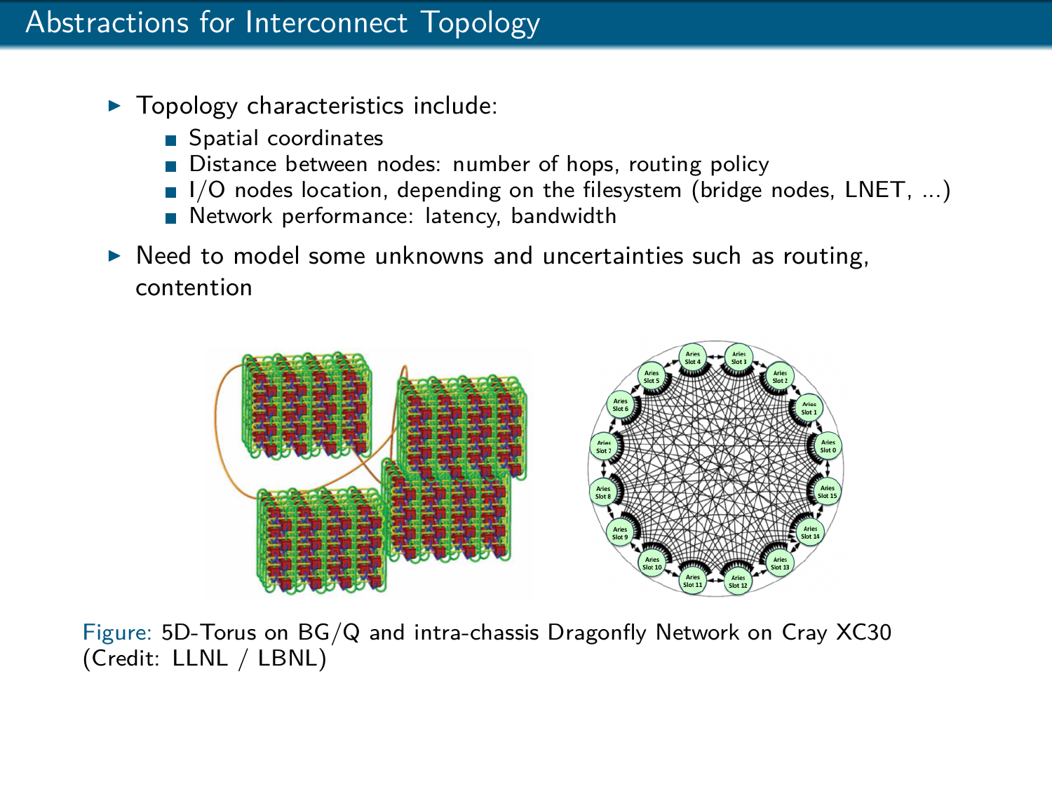# Abstractions for Interconnect Topology

- Topology characteristics include:
  - Spatial coordinates
  - Distance between nodes: number of hops, routing policy
  - I/O nodes location, depending on the filesystem (bridge nodes, LNET, ...)
  - Network performance: latency, bandwidth
- Need to model some unknowns and uncertainties such as routing, contention

Figure: 5D-Torus on BG/Q and intra-chassis Dragonfly Network on Cray XC30 (Credit: LLNL / LBNL)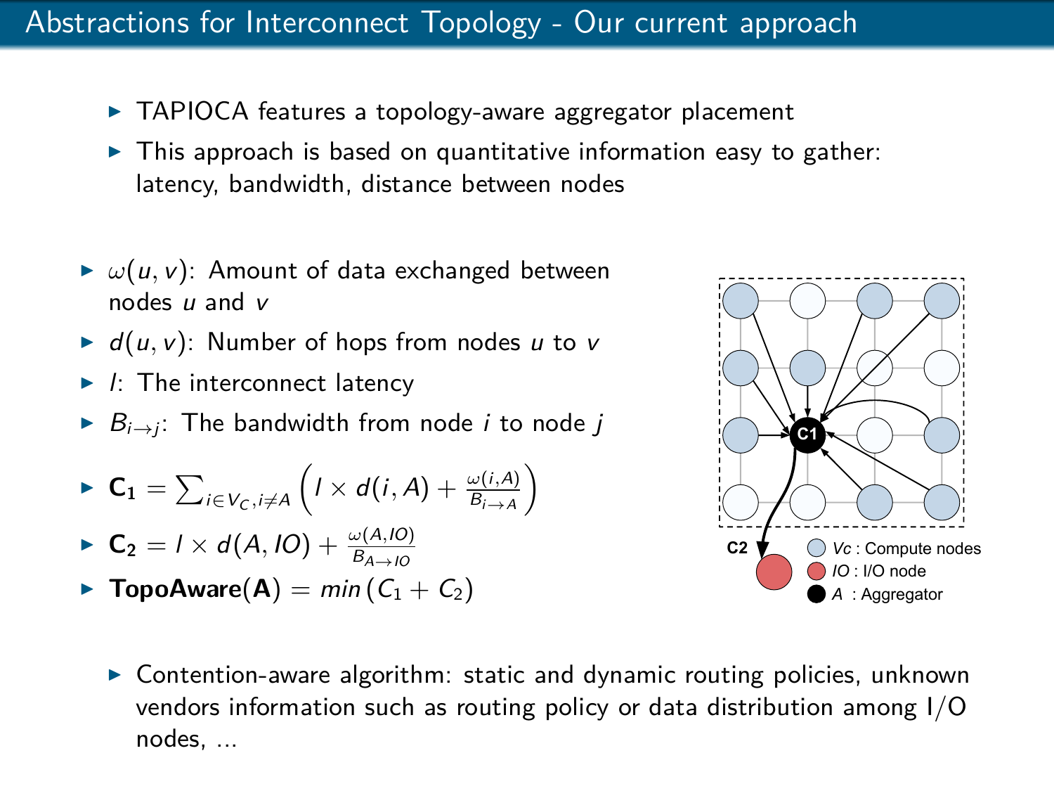# Abstractions for Interconnect Topology - Our current approach

- TAPIOCA features a topology-aware aggregator placement
- This approach is based on quantitative information easy to gather: latency, bandwidth, distance between nodes

- $\omega(u, v)$: Amount of data exchanged between nodes $u$ and $v$
- $d(u, v)$: Number of hops from nodes $u$ to $v$
- $l$: The interconnect latency
- $B_{i \to j}$: The bandwidth from node $i$ to node $j$
- $\mathbf{C_1} = \sum_{i \in V_C, i \neq A} \left( l \times d(i, A) + \frac{\omega(i,A)}{B_{i \to A}} \right)$
- $\mathbf{C_2} = l \times d(A, IO) + \frac{\omega(A,IO)}{B_{A \to IO}}$
- $\mathbf{TopoAware(A)} = min\left(C_1 + C_2\right)$

C2

$Vc$ : Compute nodes

$IO$ : I/O node

$A$ : Aggregator

- Contention-aware algorithm: static and dynamic routing policies, unknown vendors information such as routing policy or data distribution among I/O nodes, ...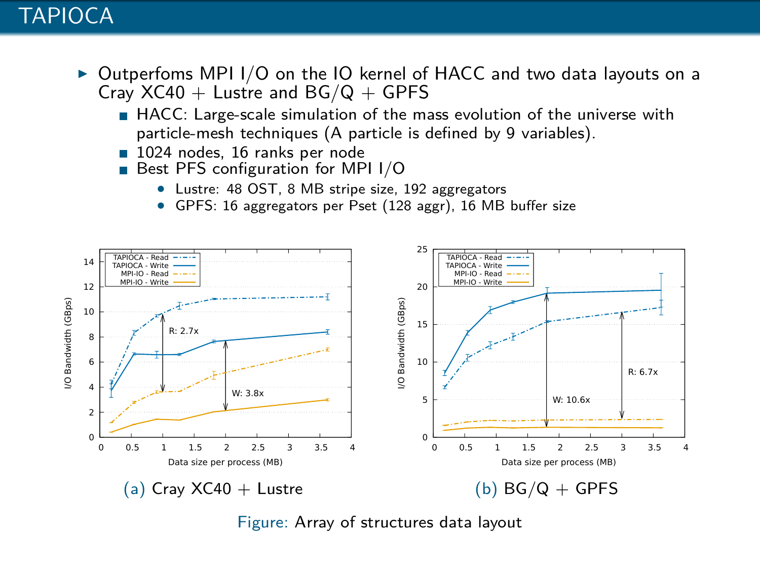# TAPIOCA

- Outperfoms MPI I/O on the IO kernel of HACC and two data layouts on a Cray XC40 + Lustre and BG/Q + GPFS
  - HACC: Large-scale simulation of the mass evolution of the universe with particle-mesh techniques (A particle is defined by 9 variables).
  - 1024 nodes, 16 ranks per node
  - Best PFS configuration for MPI I/O
    - Lustre: 48 OST, 8 MB stripe size, 192 aggregators
    - GPFS: 16 aggregators per Pset (128 aggr), 16 MB buffer size

(a) Cray XC40 + Lustre

(b) BG/Q + GPFS

Figure: Array of structures data layout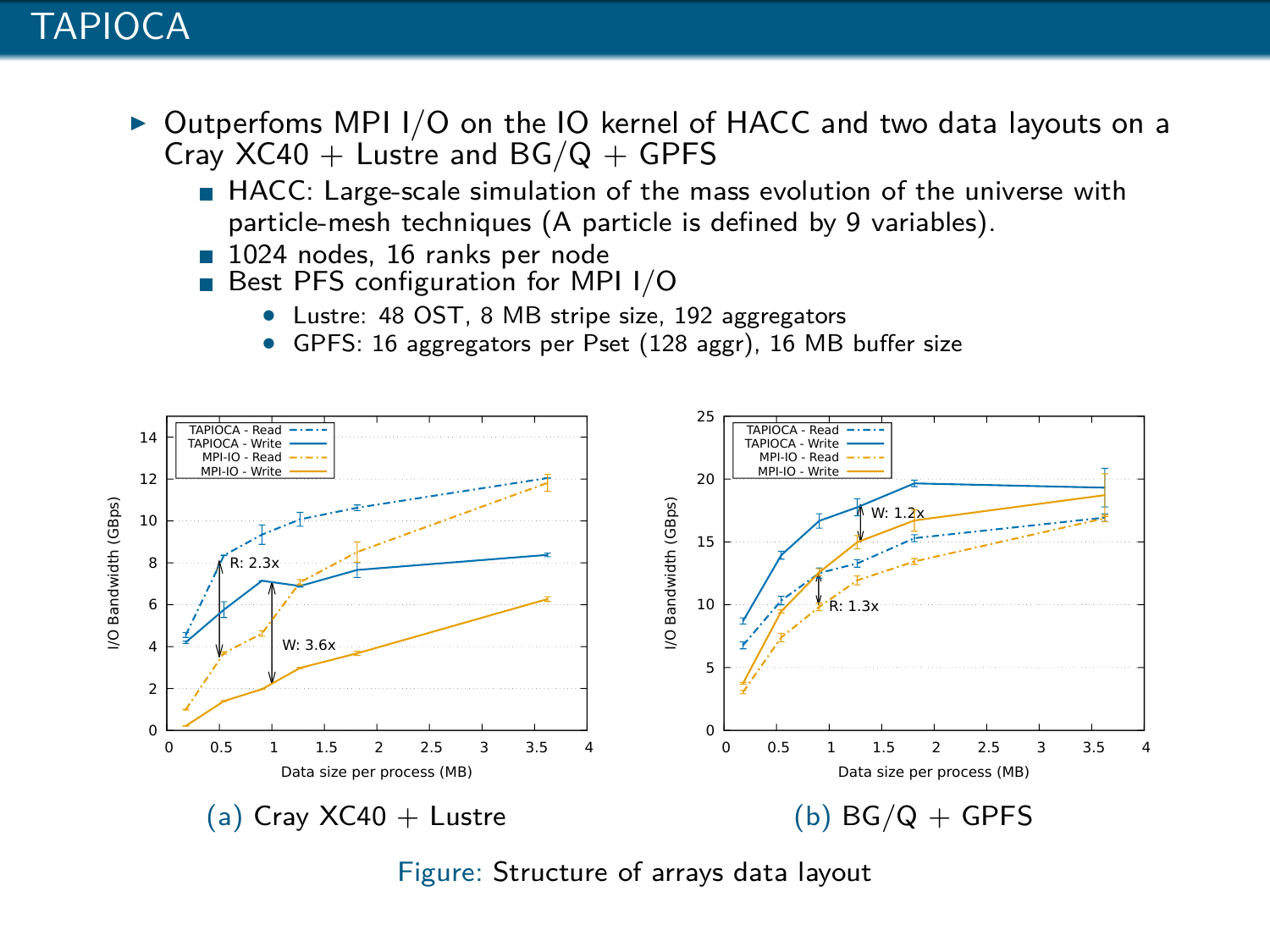# TAPIOCA

- Outperfoms MPI I/O on the IO kernel of HACC and two data layouts on a Cray XC40 + Lustre and BG/Q + GPFS
  - HACC: Large-scale simulation of the mass evolution of the universe with particle-mesh techniques (A particle is defined by 9 variables).
  - 1024 nodes, 16 ranks per node
  - Best PFS configuration for MPI I/O
    - Lustre: 48 OST, 8 MB stripe size, 192 aggregators
    - GPFS: 16 aggregators per Pset (128 aggr), 16 MB buffer size

(a) Cray XC40 + Lustre

(b) BG/Q + GPFS

Figure: Structure of arrays data layout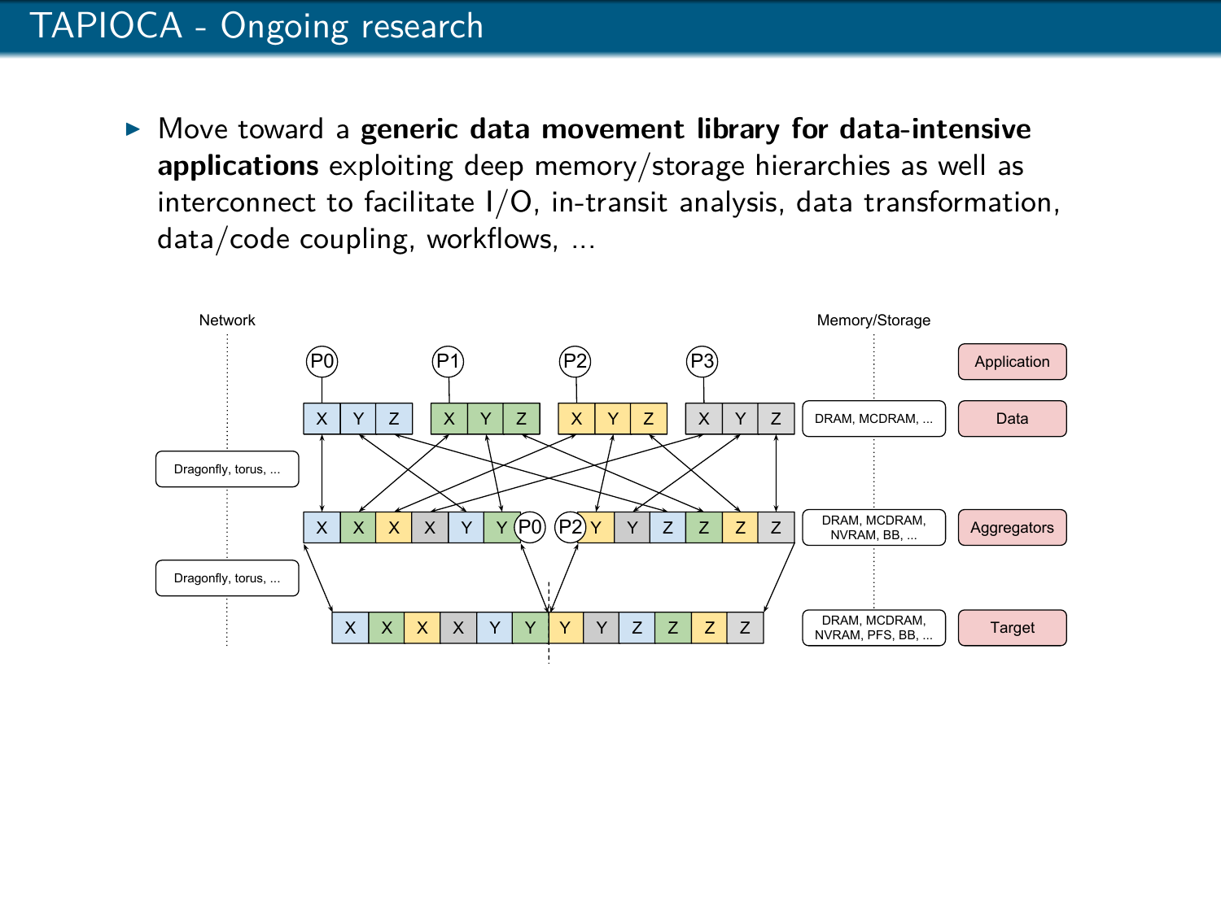# TAPIOCA - Ongoing research

- Move toward a **generic data movement library for data-intensive applications** exploiting deep memory/storage hierarchies as well as interconnect to facilitate I/O, in-transit analysis, data transformation, data/code coupling, workflows, ...

Network

Memory/Storage

Application

Data

Aggregators

Target

Dragonfly, torus, ...

Dragonfly, torus, ...

DRAM, MCDRAM, ...

DRAM, MCDRAM, NVRAM, BB, ...

DRAM, MCDRAM, NVRAM, PFS, BB, ...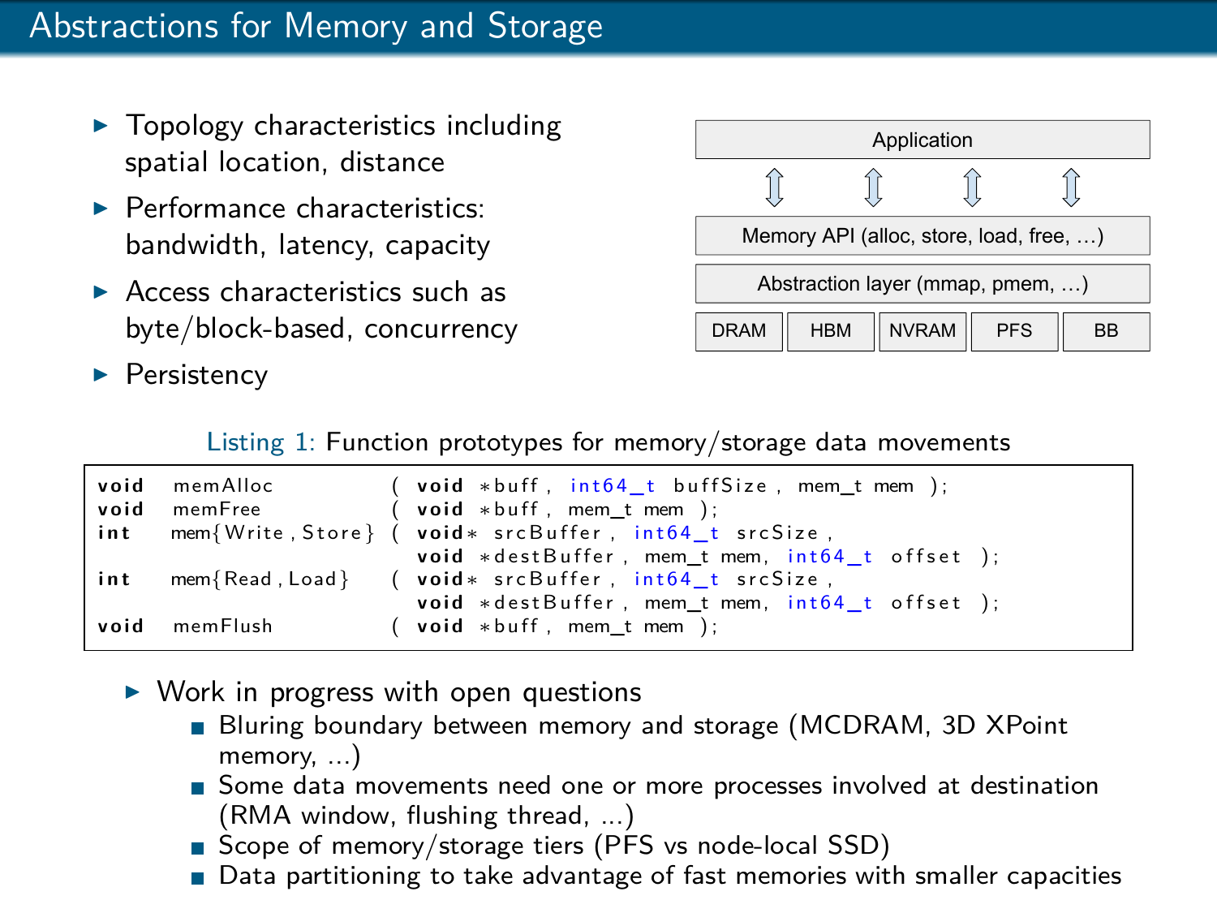# Abstractions for Memory and Storage

- Topology characteristics including spatial location, distance
- Performance characteristics: bandwidth, latency, capacity
- Access characteristics such as byte/block-based, concurrency
- Persistency

| Application | | | | |
|---|---|---|---|---|
| Memory API (alloc, store, load, free, ...) | | | | |
| Abstraction layer (mmap, pmem, ...) | | | | |
| DRAM | HBM | NVRAM | PFS | BB |

Listing 1: Function prototypes for memory/storage data movements

```
void   memAlloc            ( void *buff, int64_t buffSize, mem_t mem );
void   memFree             ( void *buff, mem_t mem );
int    mem{Write,Store}    ( void* srcBuffer, int64_t srcSize,
                             void *destBuffer, mem_t mem, int64_t offset );
int    mem{Read,Load}      ( void* srcBuffer, int64_t srcSize,
                             void *destBuffer, mem_t mem, int64_t offset );
void   memFlush            ( void *buff, mem_t mem );
```

- Work in progress with open questions
  - Bluring boundary between memory and storage (MCDRAM, 3D XPoint memory, ...)
  - Some data movements need one or more processes involved at destination (RMA window, flushing thread, ...)
  - Scope of memory/storage tiers (PFS vs node-local SSD)
  - Data partitioning to take advantage of fast memories with smaller capacities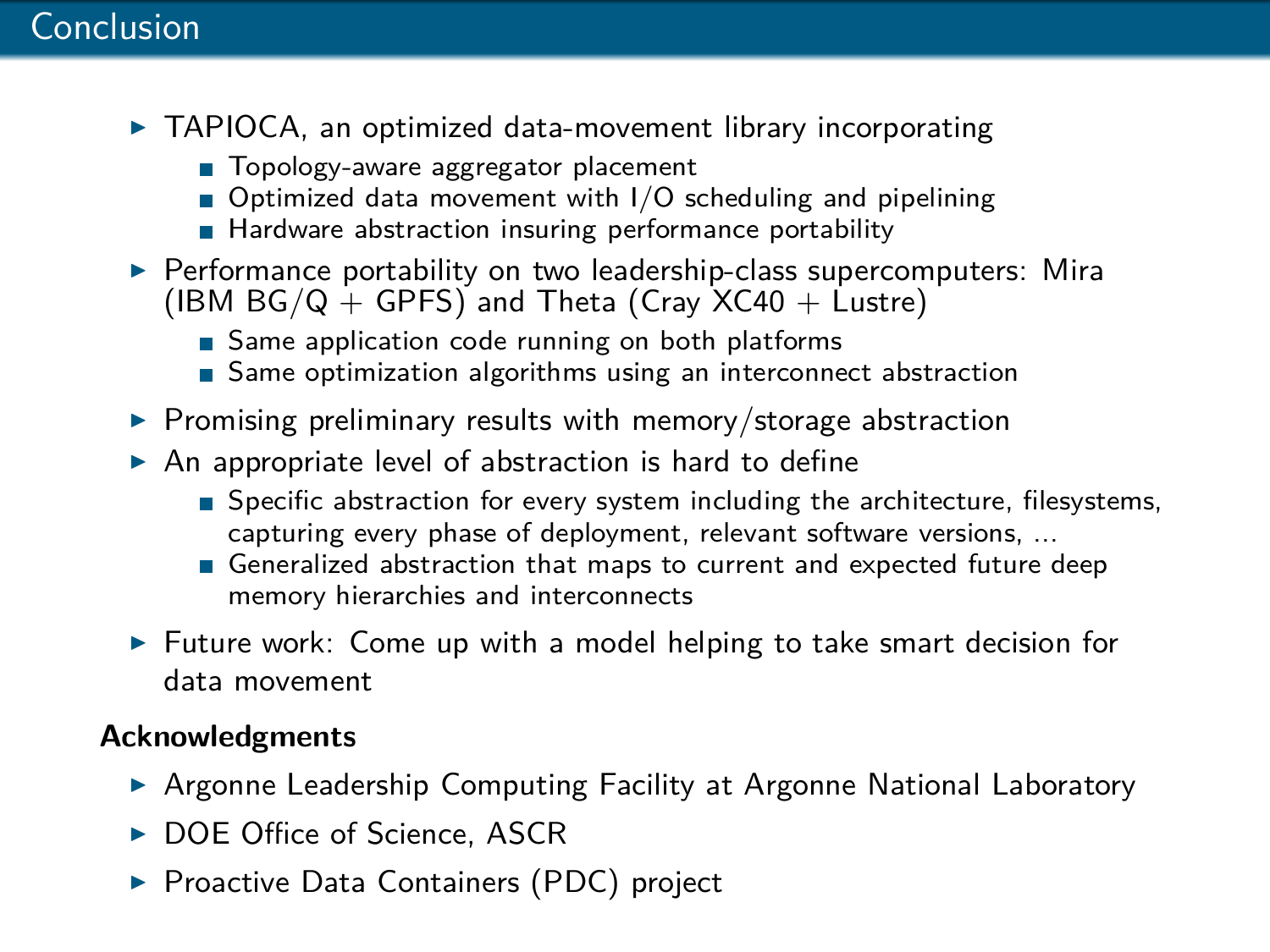# Conclusion

- TAPIOCA, an optimized data-movement library incorporating
  - Topology-aware aggregator placement
  - Optimized data movement with I/O scheduling and pipelining
  - Hardware abstraction insuring performance portability
- Performance portability on two leadership-class supercomputers: Mira (IBM BG/Q + GPFS) and Theta (Cray XC40 + Lustre)
  - Same application code running on both platforms
  - Same optimization algorithms using an interconnect abstraction
- Promising preliminary results with memory/storage abstraction
- An appropriate level of abstraction is hard to define
  - Specific abstraction for every system including the architecture, filesystems, capturing every phase of deployment, relevant software versions, ...
  - Generalized abstraction that maps to current and expected future deep memory hierarchies and interconnects
- Future work: Come up with a model helping to take smart decision for data movement

**Acknowledgments**

- Argonne Leadership Computing Facility at Argonne National Laboratory
- DOE Office of Science, ASCR
- Proactive Data Containers (PDC) project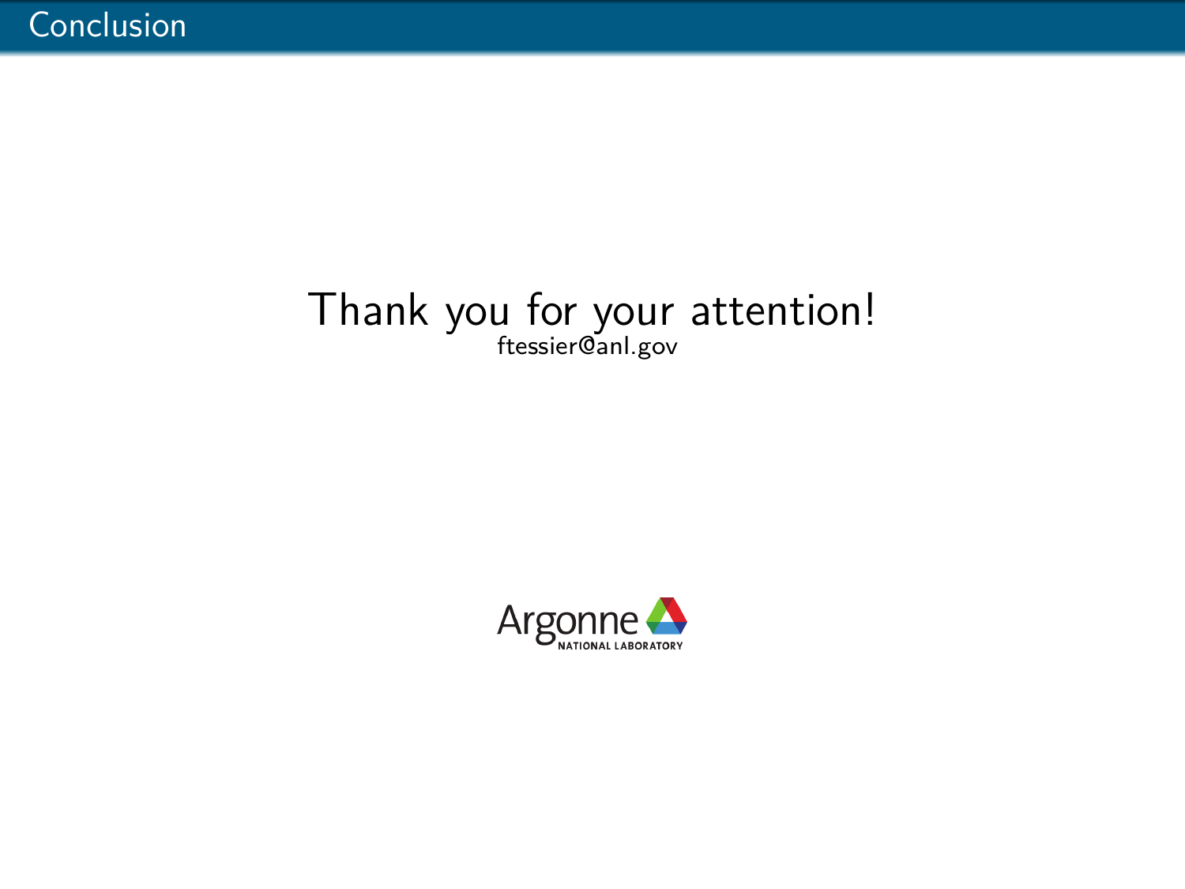# Conclusion

Thank you for your attention!

ftessier@anl.gov

Argonne NATIONAL LABORATORY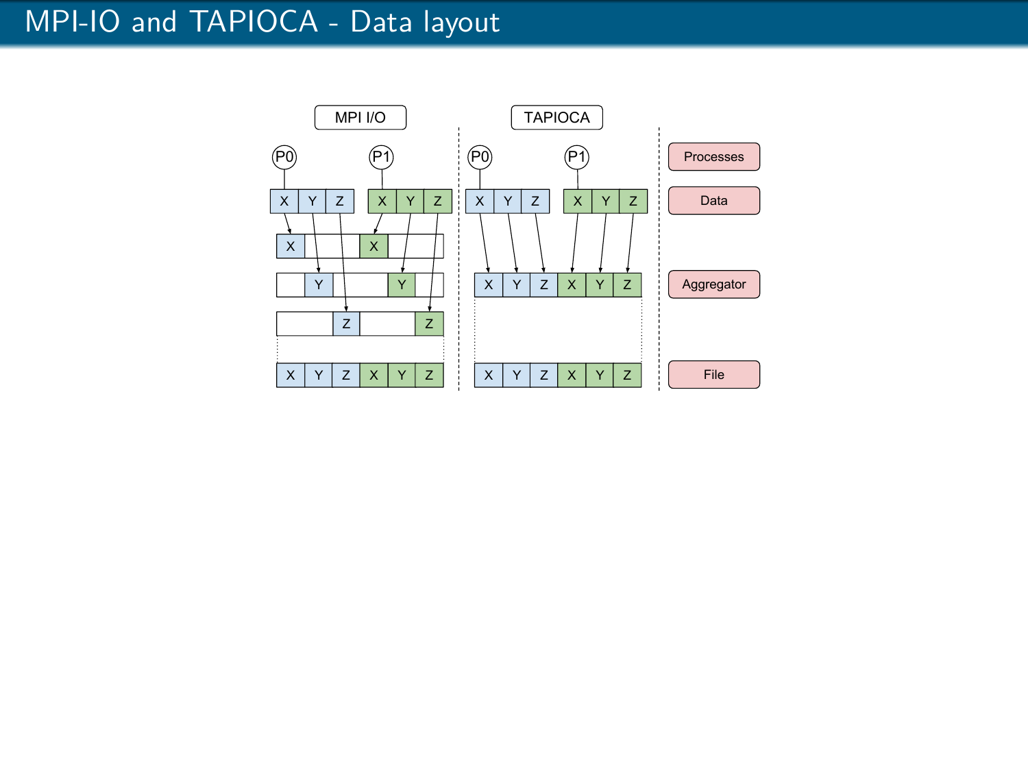# MPI-IO and TAPIOCA - Data layout

MPI I/O

TAPIOCA

P0

P1

X Y Z X Y Z

X X

Y Y

Z Z

X Y Z X Y Z

Processes

Data

Aggregator

File